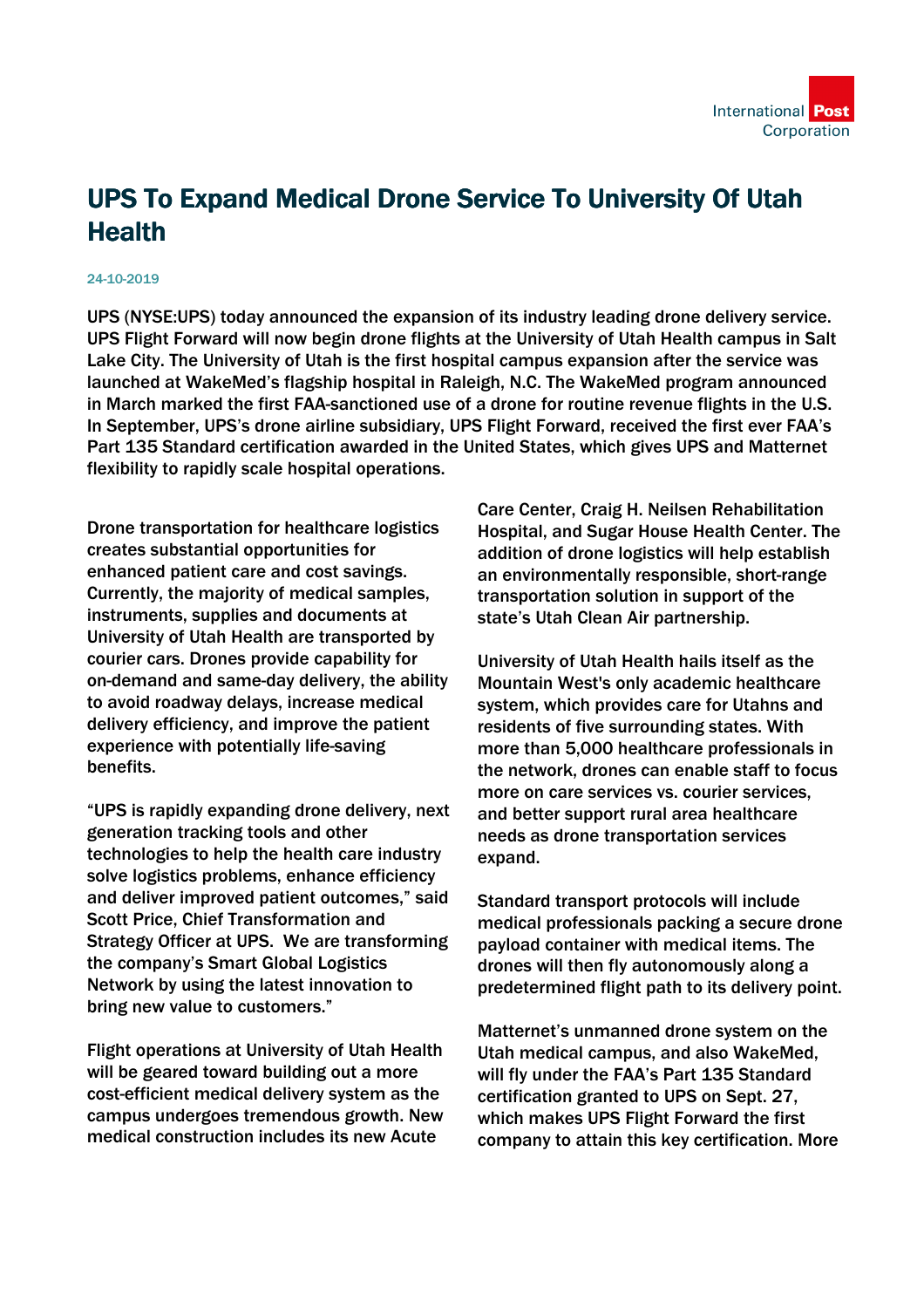# UPS To Expand Medical Drone Service To University Of Utah Health

24-10-2019

UPS (NYSE:UPS) today announced the expansion of its industry leading drone delivery service. UPS Flight Forward will now begin drone flights at the University of Utah Health campus in Salt Lake City. The University of Utah is the first hospital campus expansion after the service was launched at WakeMed's flagship hospital in Raleigh, N.C. The WakeMed program announced in March marked the first FAA-sanctioned use of a drone for routine revenue flights in the U.S. In September, UPS's drone airline subsidiary, UPS Flight Forward, received the first ever FAA's Part 135 Standard certification awarded in the United States, which gives UPS and Matternet flexibility to rapidly scale hospital operations.

Drone transportation for healthcare logistics creates substantial opportunities for enhanced patient care and cost savings. Currently, the majority of medical samples, instruments, supplies and documents at University of Utah Health are transported by courier cars. Drones provide capability for on-demand and same-day delivery, the ability to avoid roadway delays, increase medical delivery efficiency, and improve the patient experience with potentially life-saving benefits.

"UPS is rapidly expanding drone delivery, next generation tracking tools and other technologies to help the health care industry solve logistics problems, enhance efficiency and deliver improved patient outcomes," said Scott Price, Chief Transformation and Strategy Officer at UPS. We are transforming the company's Smart Global Logistics Network by using the latest innovation to bring new value to customers."

Flight operations at University of Utah Health will be geared toward building out a more cost-efficient medical delivery system as the campus undergoes tremendous growth. New medical construction includes its new Acute Care Center, Craig H. Neilsen Rehabilitation Hospital, and Sugar House Health Center. The addition of drone logistics will help establish an environmentally responsible, short-range transportation solution in support of the state's Utah Clean Air partnership.

University of Utah Health hails itself as the Mountain West's only academic healthcare system, which provides care for Utahns and residents of five surrounding states. With more than 5,000 healthcare professionals in the network, drones can enable staff to focus more on care services vs. courier services, and better support rural area healthcare needs as drone transportation services expand.

Standard transport protocols will include medical professionals packing a secure drone payload container with medical items. The drones will then fly autonomously along a predetermined flight path to its delivery point.

Matternet's unmanned drone system on the Utah medical campus, and also WakeMed, will fly under the FAA's Part 135 Standard certification granted to UPS on Sept. 27, which makes UPS Flight Forward the first company to attain this key certification. More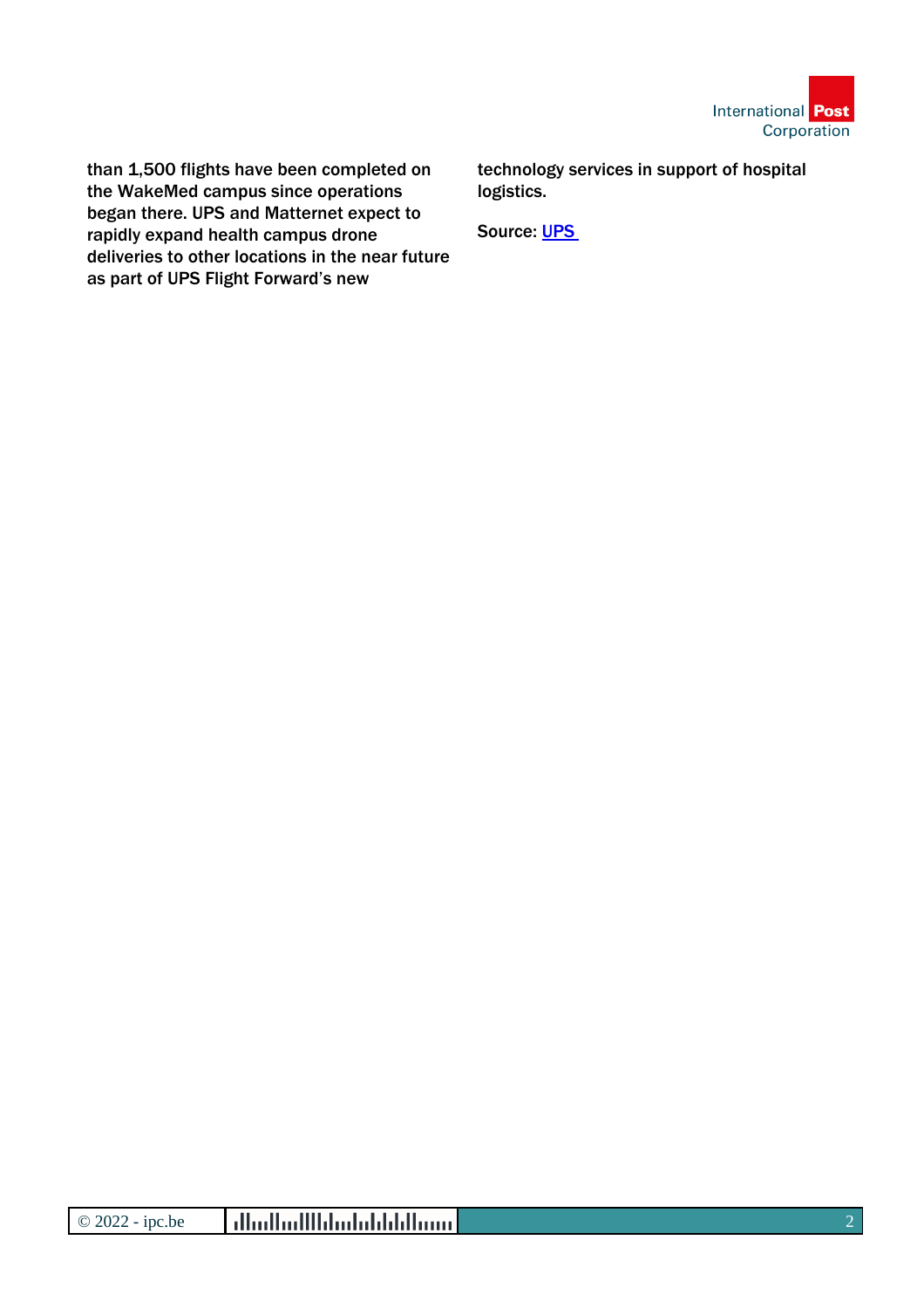than 1,500 flights have been completed on the WakeMed campus since operations began there. UPS and Matternet expect to rapidly expand health campus drone deliveries to other locations in the near future as part of UPS Flight Forward's new technology services in support of hospital logistics.

Source: UPS